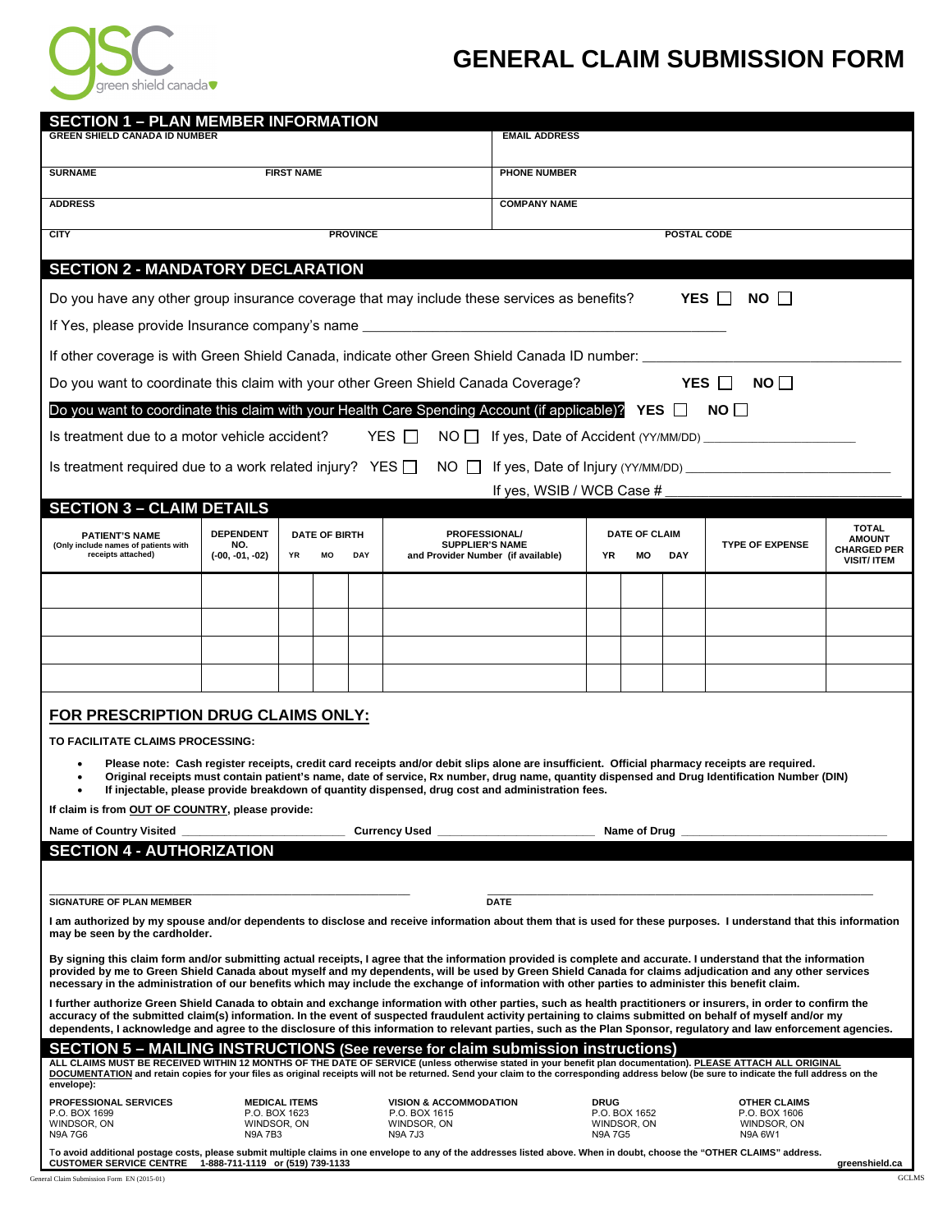green shield canada

# GENERAL CLAIM SUBMISSION FORM

## SECTION 1 – PLAN MEMBER INFORMATION

| GREEN SHIELD CANADA ID NUMBER | | | EMAIL ADDRESS |
|---|---|---|---|
| SURNAME | FIRST NAME | | PHONE NUMBER |
| ADDRESS | | | COMPANY NAME |
| CITY | PROVINCE | | POSTAL CODE |

## SECTION 2 - MANDATORY DECLARATION

Do you have any other group insurance coverage that may include these services as benefits? **YES** ☐ **NO** ☐

If Yes, please provide Insurance company's name ______________________________________________

If other coverage is with Green Shield Canada, indicate other Green Shield Canada ID number: ______________________________

Do you want to coordinate this claim with your other Green Shield Canada Coverage? **YES** ☐ **NO** ☐

Do you want to coordinate this claim with your Health Care Spending Account (if applicable)? **YES** ☐ **NO** ☐

Is treatment due to a motor vehicle accident? YES ☐ NO ☐ If yes, Date of Accident (YY/MM/DD) ____________________

Is treatment required due to a work related injury? YES ☐ NO ☐ If yes, Date of Injury (YY/MM/DD) ___________________________

If yes, WSIB / WCB Case # ______________________________

## SECTION 3 – CLAIM DETAILS

| PATIENT'S NAME (Only include names of patients with receipts attached) | DEPENDENT NO. (-00, -01, -02) | DATE OF BIRTH | | | PROFESSIONAL/ SUPPLIER'S NAME and Provider Number (if available) | DATE OF CLAIM | | | TYPE OF EXPENSE | TOTAL AMOUNT CHARGED PER VISIT/ ITEM |
|---|---|---|---|---|---|---|---|---|---|---|
| | | YR | MO | DAY | | YR | MO | DAY | | |
| | | | | | | | | | | |
| | | | | | | | | | | |
| | | | | | | | | | | |
| | | | | | | | | | | |

### FOR PRESCRIPTION DRUG CLAIMS ONLY:

**TO FACILITATE CLAIMS PROCESSING:**

- **Please note: Cash register receipts, credit card receipts and/or debit slips alone are insufficient. Official pharmacy receipts are required.**
- **Original receipts must contain patient's name, date of service, Rx number, drug name, quantity dispensed and Drug Identification Number (DIN)**
- **If injectable, please provide breakdown of quantity dispensed, drug cost and administration fees.**

**If claim is from OUT OF COUNTRY, please provide:**

**Name of Country Visited** ________________________ **Currency Used** ________________________ **Name of Drug** ________________________________

## SECTION 4 - AUTHORIZATION

______________________________________________ ______________________________________________

**SIGNATURE OF PLAN MEMBER** **DATE**

**I am authorized by my spouse and/or dependents to disclose and receive information about them that is used for these purposes. I understand that this information may be seen by the cardholder.**

**By signing this claim form and/or submitting actual receipts, I agree that the information provided is complete and accurate. I understand that the information provided by me to Green Shield Canada about myself and my dependents, will be used by Green Shield Canada for claims adjudication and any other services necessary in the administration of our benefits which may include the exchange of information with other parties to administer this benefit claim.**

**I further authorize Green Shield Canada to obtain and exchange information with other parties, such as health practitioners or insurers, in order to confirm the accuracy of the submitted claim(s) information. In the event of suspected fraudulent activity pertaining to claims submitted on behalf of myself and/or my dependents, I acknowledge and agree to the disclosure of this information to relevant parties, such as the Plan Sponsor, regulatory and law enforcement agencies.**

## SECTION 5 – MAILING INSTRUCTIONS (See reverse for claim submission instructions)

**ALL CLAIMS MUST BE RECEIVED WITHIN 12 MONTHS OF THE DATE OF SERVICE (unless otherwise stated in your benefit plan documentation). PLEASE ATTACH ALL ORIGINAL DOCUMENTATION and retain copies for your files as original receipts will not be returned. Send your claim to the corresponding address below (be sure to indicate the full address on the envelope):**

| PROFESSIONAL SERVICES | MEDICAL ITEMS | VISION & ACCOMMODATION | DRUG | OTHER CLAIMS |
|---|---|---|---|---|
| P.O. BOX 1699 | P.O. BOX 1623 | P.O. BOX 1615 | P.O. BOX 1652 | P.O. BOX 1606 |
| WINDSOR, ON | WINDSOR, ON | WINDSOR, ON | WINDSOR, ON | WINDSOR, ON |
| N9A 7G6 | N9A 7B3 | N9A 7J3 | N9A 7G5 | N9A 6W1 |

To avoid additional postage costs, please submit multiple claims in one envelope to any of the addresses listed above. When in doubt, choose the "OTHER CLAIMS" address.

**CUSTOMER SERVICE CENTRE 1-888-711-1119 or (519) 739-1133** **greenshield.ca**

General Claim Submission Form EN (2015-01) GCLMS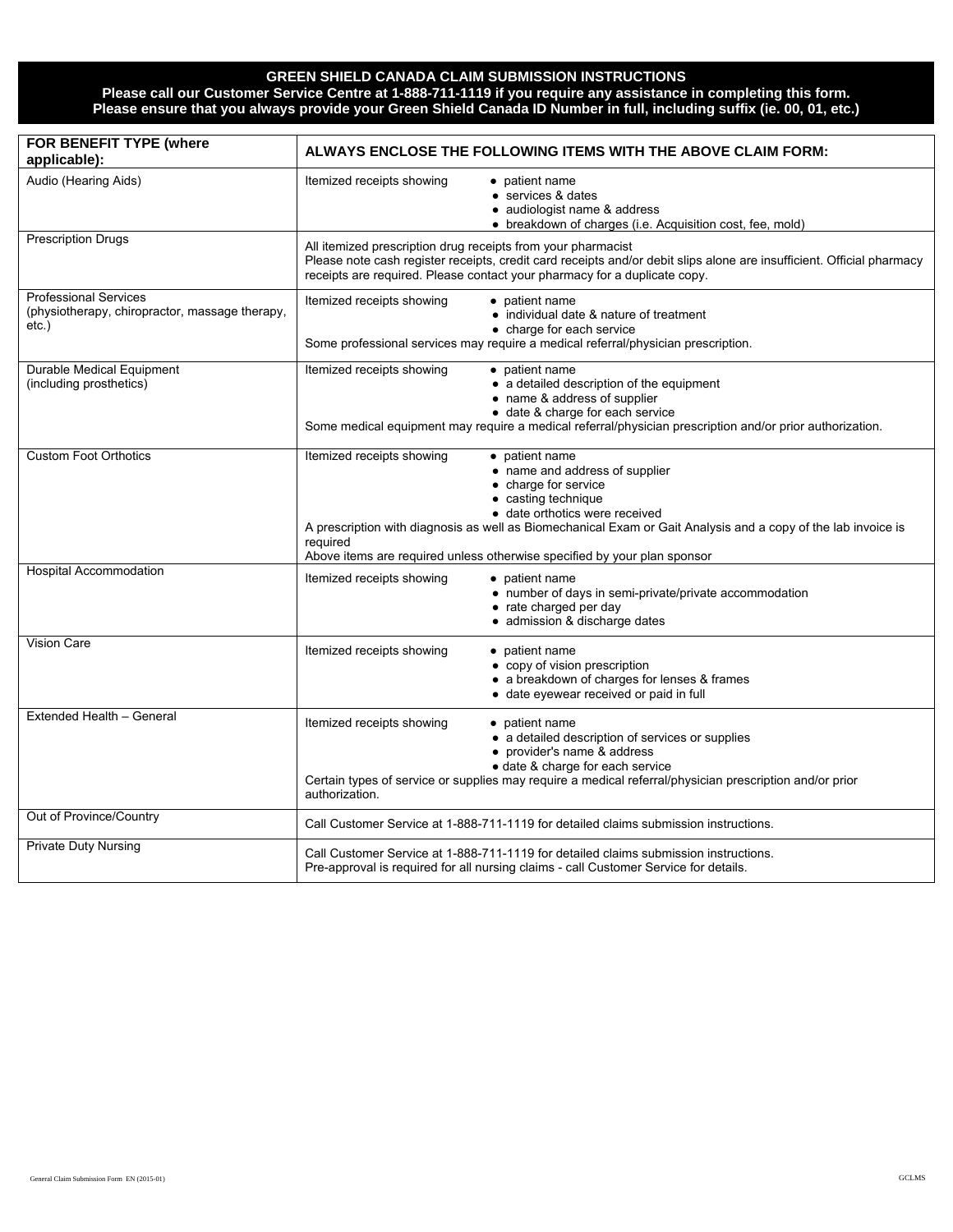**GREEN SHIELD CANADA CLAIM SUBMISSION INSTRUCTIONS**
**Please call our Customer Service Centre at 1-888-711-1119 if you require any assistance in completing this form.**
**Please ensure that you always provide your Green Shield Canada ID Number in full, including suffix (ie. 00, 01, etc.)**

| FOR BENEFIT TYPE (where applicable): | ALWAYS ENCLOSE THE FOLLOWING ITEMS WITH THE ABOVE CLAIM FORM: |
|---|---|
| Audio (Hearing Aids) | Itemized receipts showing • patient name • services & dates • audiologist name & address • breakdown of charges (i.e. Acquisition cost, fee, mold) |
| Prescription Drugs | All itemized prescription drug receipts from your pharmacist<br>Please note cash register receipts, credit card receipts and/or debit slips alone are insufficient. Official pharmacy receipts are required. Please contact your pharmacy for a duplicate copy. |
| Professional Services (physiotherapy, chiropractor, massage therapy, etc.) | Itemized receipts showing • patient name • individual date & nature of treatment • charge for each service<br>Some professional services may require a medical referral/physician prescription. |
| Durable Medical Equipment (including prosthetics) | Itemized receipts showing • patient name • a detailed description of the equipment • name & address of supplier • date & charge for each service<br>Some medical equipment may require a medical referral/physician prescription and/or prior authorization. |
| Custom Foot Orthotics | Itemized receipts showing • patient name • name and address of supplier • charge for service • casting technique • date orthotics were received<br>A prescription with diagnosis as well as Biomechanical Exam or Gait Analysis and a copy of the lab invoice is required<br>Above items are required unless otherwise specified by your plan sponsor |
| Hospital Accommodation | Itemized receipts showing • patient name • number of days in semi-private/private accommodation • rate charged per day • admission & discharge dates |
| Vision Care | Itemized receipts showing • patient name • copy of vision prescription • a breakdown of charges for lenses & frames • date eyewear received or paid in full |
| Extended Health – General | Itemized receipts showing • patient name • a detailed description of services or supplies • provider's name & address • date & charge for each service<br>Certain types of service or supplies may require a medical referral/physician prescription and/or prior authorization. |
| Out of Province/Country | Call Customer Service at 1-888-711-1119 for detailed claims submission instructions. |
| Private Duty Nursing | Call Customer Service at 1-888-711-1119 for detailed claims submission instructions.<br>Pre-approval is required for all nursing claims - call Customer Service for details. |

General Claim Submission Form EN (2015-01) GCLMS